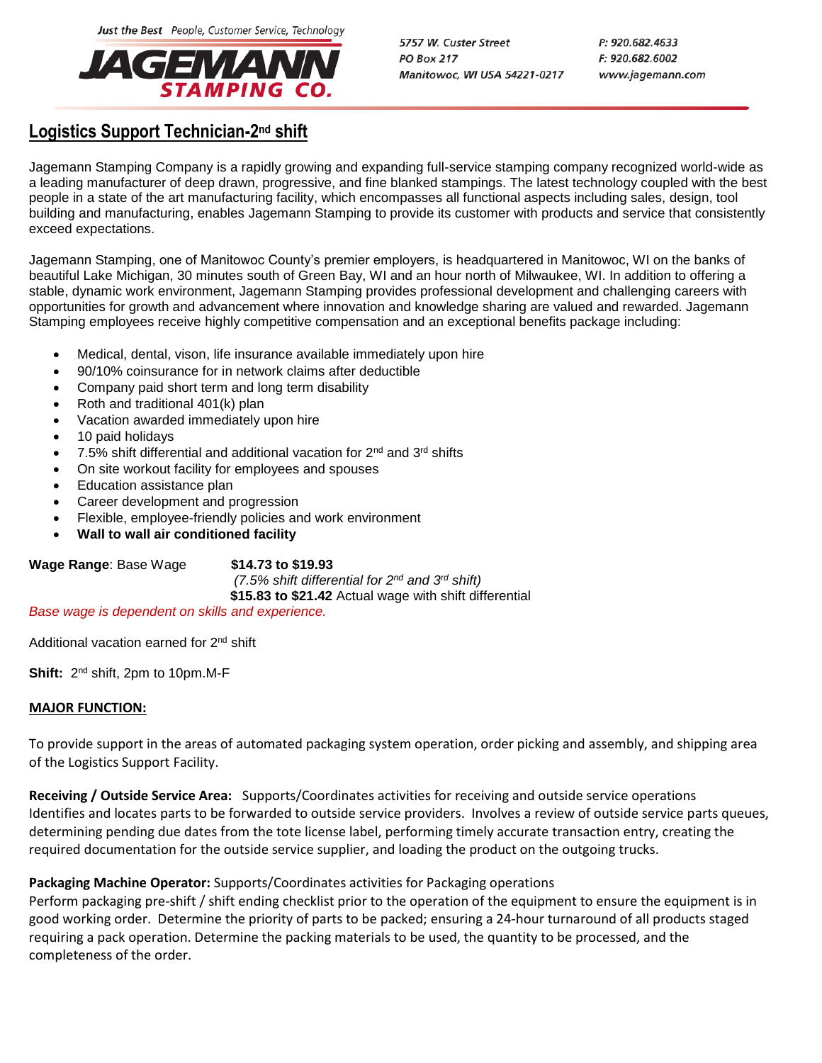Just the Best People, Customer Service, Technology

**JAGEMANN STAMPING CO.**

5757 W. Custer Street
PO Box 217
Manitowoc, WI USA 54221-0217

P: 920.682.4633
F: 920.682.6002
www.jagemann.com

# Logistics Support Technician-2nd shift

Jagemann Stamping Company is a rapidly growing and expanding full-service stamping company recognized world-wide as a leading manufacturer of deep drawn, progressive, and fine blanked stampings. The latest technology coupled with the best people in a state of the art manufacturing facility, which encompasses all functional aspects including sales, design, tool building and manufacturing, enables Jagemann Stamping to provide its customer with products and service that consistently exceed expectations.

Jagemann Stamping, one of Manitowoc County's premier employers, is headquartered in Manitowoc, WI on the banks of beautiful Lake Michigan, 30 minutes south of Green Bay, WI and an hour north of Milwaukee, WI. In addition to offering a stable, dynamic work environment, Jagemann Stamping provides professional development and challenging careers with opportunities for growth and advancement where innovation and knowledge sharing are valued and rewarded. Jagemann Stamping employees receive highly competitive compensation and an exceptional benefits package including:

- Medical, dental, vison, life insurance available immediately upon hire
- 90/10% coinsurance for in network claims after deductible
- Company paid short term and long term disability
- Roth and traditional 401(k) plan
- Vacation awarded immediately upon hire
- 10 paid holidays
- 7.5% shift differential and additional vacation for 2nd and 3rd shifts
- On site workout facility for employees and spouses
- Education assistance plan
- Career development and progression
- Flexible, employee-friendly policies and work environment
- **Wall to wall air conditioned facility**

**Wage Range**: Base Wage **$14.73 to $19.93**
*(7.5% shift differential for 2nd and 3rd shift)*
**$15.83 to $21.42** Actual wage with shift differential

*Base wage is dependent on skills and experience.*

Additional vacation earned for 2nd shift

**Shift:** 2nd shift, 2pm to 10pm.M-F

## MAJOR FUNCTION:

To provide support in the areas of automated packaging system operation, order picking and assembly, and shipping area of the Logistics Support Facility.

**Receiving / Outside Service Area:** Supports/Coordinates activities for receiving and outside service operations Identifies and locates parts to be forwarded to outside service providers. Involves a review of outside service parts queues, determining pending due dates from the tote license label, performing timely accurate transaction entry, creating the required documentation for the outside service supplier, and loading the product on the outgoing trucks.

**Packaging Machine Operator:** Supports/Coordinates activities for Packaging operations
Perform packaging pre-shift / shift ending checklist prior to the operation of the equipment to ensure the equipment is in good working order. Determine the priority of parts to be packed; ensuring a 24-hour turnaround of all products staged requiring a pack operation. Determine the packing materials to be used, the quantity to be processed, and the completeness of the order.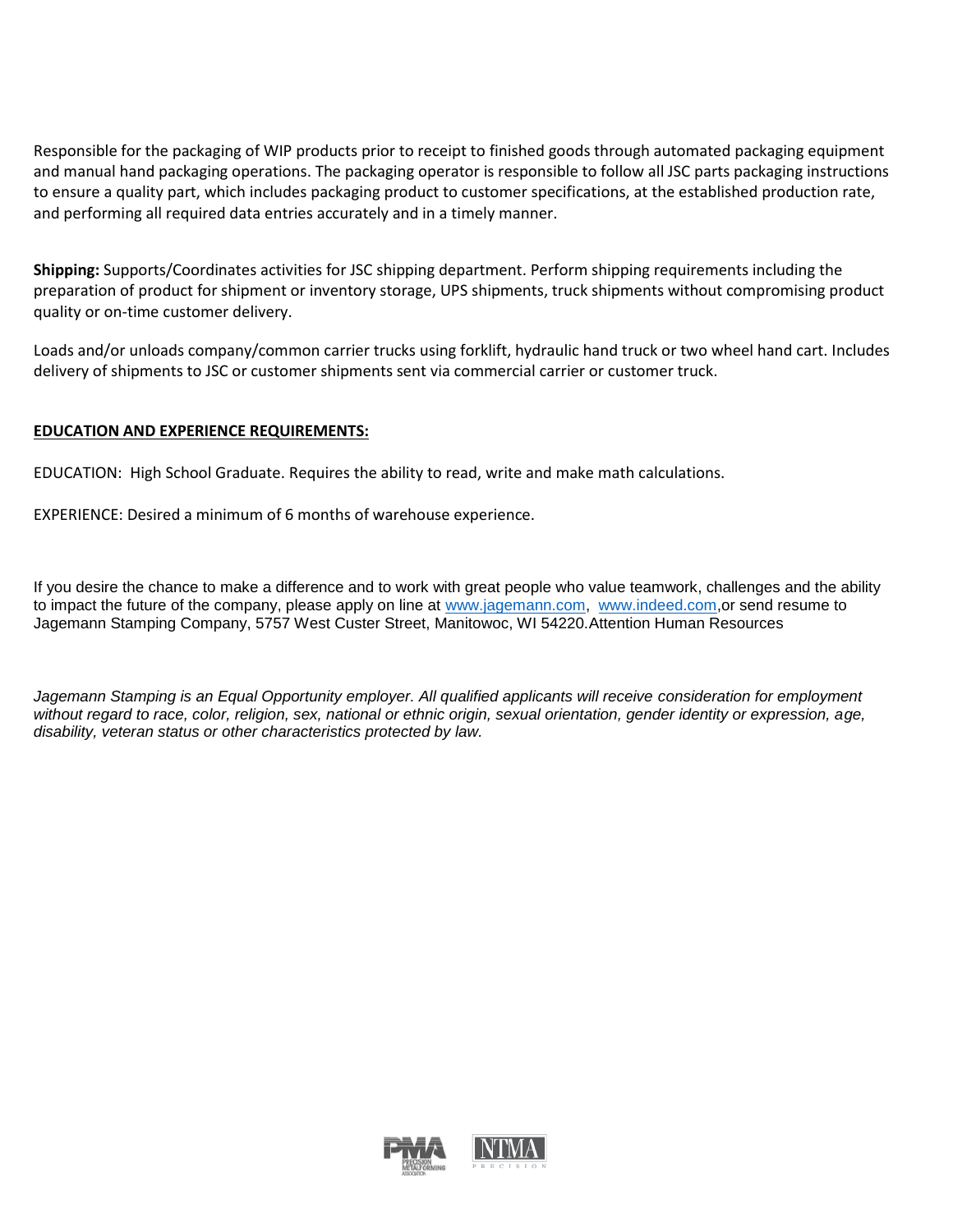Responsible for the packaging of WIP products prior to receipt to finished goods through automated packaging equipment and manual hand packaging operations. The packaging operator is responsible to follow all JSC parts packaging instructions to ensure a quality part, which includes packaging product to customer specifications, at the established production rate, and performing all required data entries accurately and in a timely manner.

**Shipping:** Supports/Coordinates activities for JSC shipping department. Perform shipping requirements including the preparation of product for shipment or inventory storage, UPS shipments, truck shipments without compromising product quality or on-time customer delivery.

Loads and/or unloads company/common carrier trucks using forklift, hydraulic hand truck or two wheel hand cart. Includes delivery of shipments to JSC or customer shipments sent via commercial carrier or customer truck.

**EDUCATION AND EXPERIENCE REQUIREMENTS:**

EDUCATION: High School Graduate. Requires the ability to read, write and make math calculations.

EXPERIENCE: Desired a minimum of 6 months of warehouse experience.

If you desire the chance to make a difference and to work with great people who value teamwork, challenges and the ability to impact the future of the company, please apply on line at www.jagemann.com, www.indeed.com,or send resume to Jagemann Stamping Company, 5757 West Custer Street, Manitowoc, WI 54220.Attention Human Resources

*Jagemann Stamping is an Equal Opportunity employer. All qualified applicants will receive consideration for employment without regard to race, color, religion, sex, national or ethnic origin, sexual orientation, gender identity or expression, age, disability, veteran status or other characteristics protected by law.*